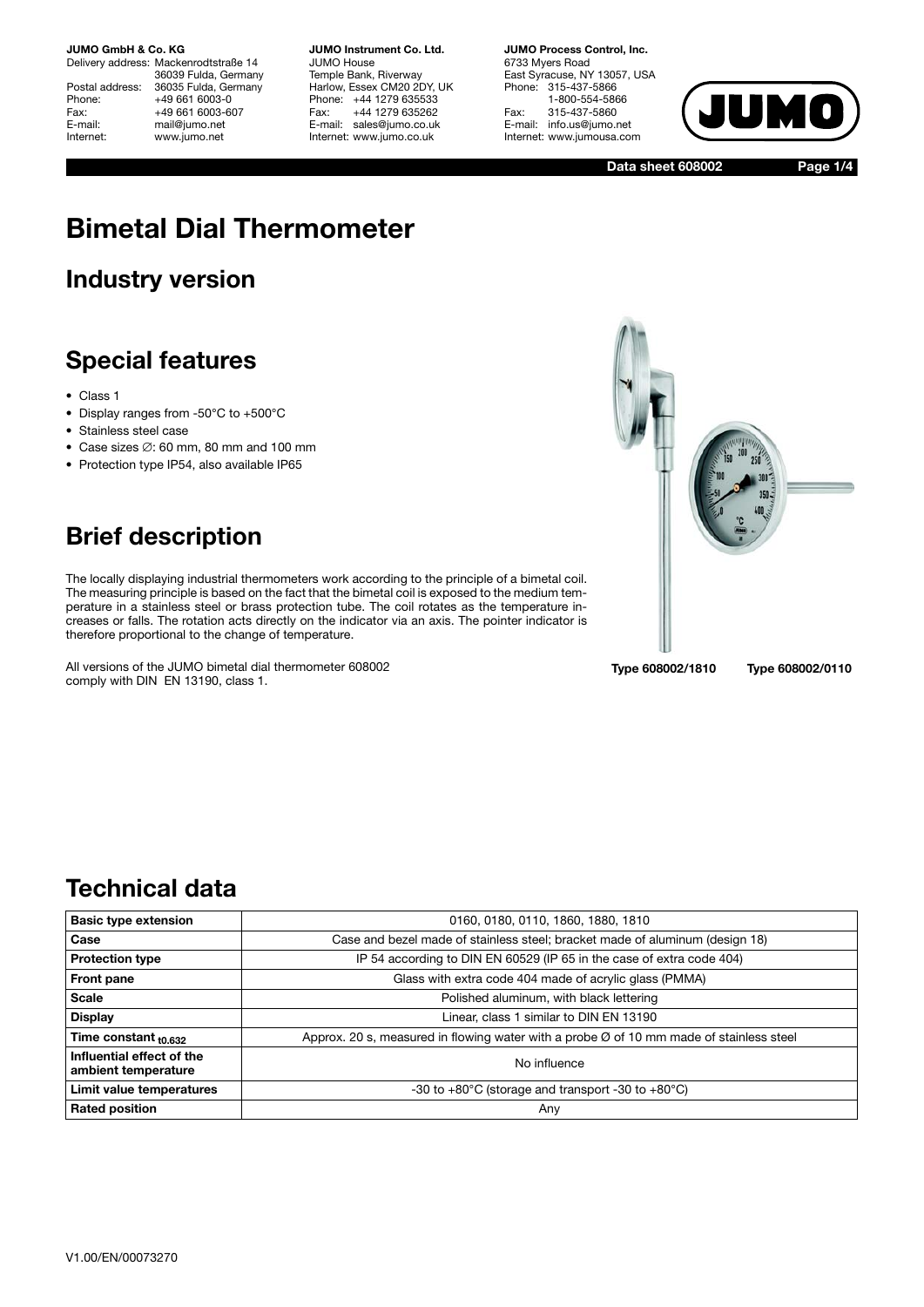**JUMO GmbH & Co. KG**
Delivery address: Mackenrodtstraße 14
36039 Fulda, Germany
Postal address: 36035 Fulda, Germany
Phone: +49 661 6003-0
Fax: +49 661 6003-607
E-mail: mail@jumo.net
Internet: www.jumo.net

**JUMO Instrument Co. Ltd.**
JUMO House
Temple Bank, Riverway
Harlow, Essex CM20 2DY, UK
Phone: +44 1279 635533
Fax: +44 1279 635262
E-mail: sales@jumo.co.uk
Internet: www.jumo.co.uk

**JUMO Process Control, Inc.**
6733 Myers Road
East Syracuse, NY 13057, USA
Phone: 315-437-5866
1-800-554-5866
Fax: 315-437-5860
E-mail: info.us@jumo.net
Internet: www.jumousa.com

**Data sheet 608002**

# Bimetal Dial Thermometer

## Industry version

## Special features

- Class 1
- Display ranges from -50°C to +500°C
- Stainless steel case
- Case sizes ∅: 60 mm, 80 mm and 100 mm
- Protection type IP54, also available IP65

## Brief description

The locally displaying industrial thermometers work according to the principle of a bimetal coil. The measuring principle is based on the fact that the bimetal coil is exposed to the medium temperature in a stainless steel or brass protection tube. The coil rotates as the temperature increases or falls. The rotation acts directly on the indicator via an axis. The pointer indicator is therefore proportional to the change of temperature.

All versions of the JUMO bimetal dial thermometer 608002 comply with DIN EN 13190, class 1.

**Type 608002/1810** **Type 608002/0110**

## Technical data

| | |
|---|---|
| **Basic type extension** | 0160, 0180, 0110, 1860, 1880, 1810 |
| **Case** | Case and bezel made of stainless steel; bracket made of aluminum (design 18) |
| **Protection type** | IP 54 according to DIN EN 60529 (IP 65 in the case of extra code 404) |
| **Front pane** | Glass with extra code 404 made of acrylic glass (PMMA) |
| **Scale** | Polished aluminum, with black lettering |
| **Display** | Linear, class 1 similar to DIN EN 13190 |
| **Time constant $t_{0.632}$** | Approx. 20 s, measured in flowing water with a probe Ø of 10 mm made of stainless steel |
| **Influential effect of the ambient temperature** | No influence |
| **Limit value temperatures** | -30 to +80°C (storage and transport -30 to +80°C) |
| **Rated position** | Any |

V1.00/EN/00073270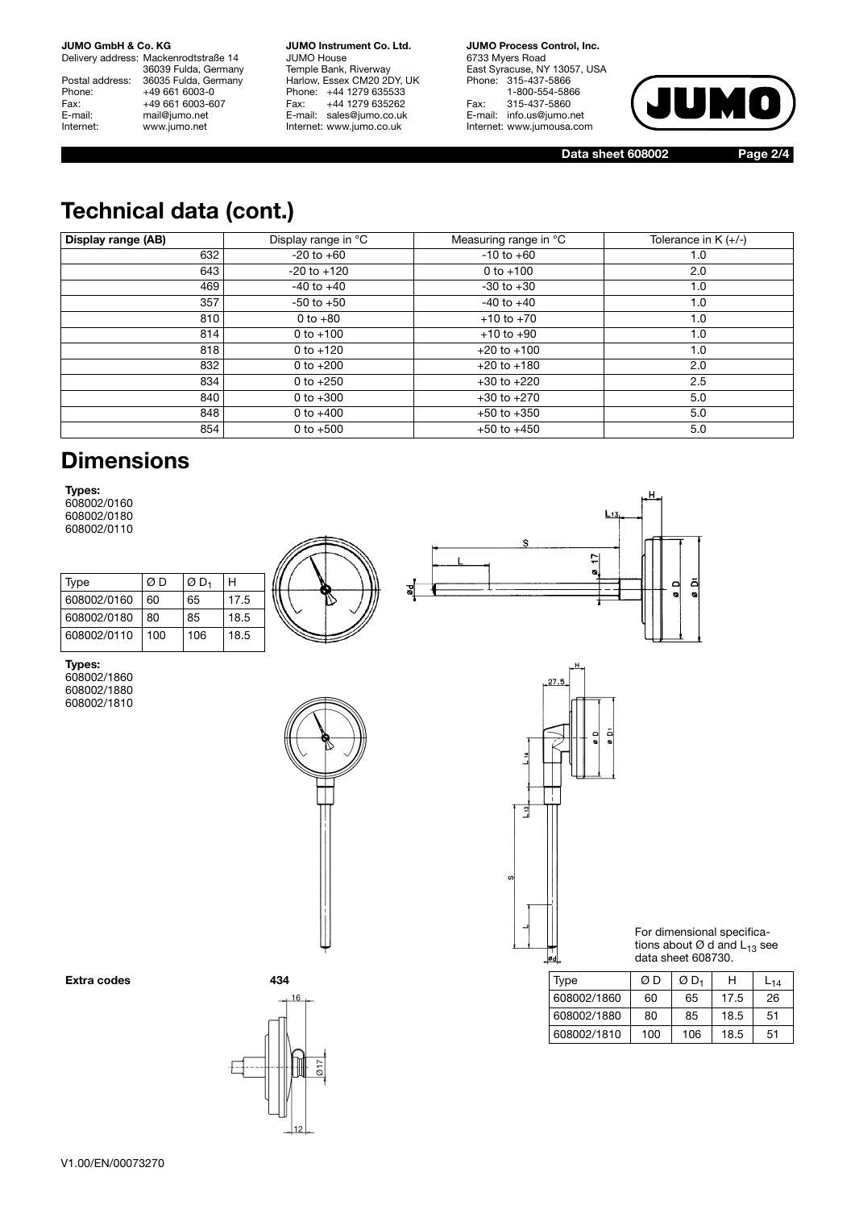# Technical data (cont.)

| Display range (AB) | Display range in °C | Measuring range in °C | Tolerance in K (+/-) |
|---|---|---|---|
| 632 | -20 to +60 | -10 to +60 | 1.0 |
| 643 | -20 to +120 | 0 to +100 | 2.0 |
| 469 | -40 to +40 | -30 to +30 | 1.0 |
| 357 | -50 to +50 | -40 to +40 | 1.0 |
| 810 | 0 to +80 | +10 to +70 | 1.0 |
| 814 | 0 to +100 | +10 to +90 | 1.0 |
| 818 | 0 to +120 | +20 to +100 | 1.0 |
| 832 | 0 to +200 | +20 to +180 | 2.0 |
| 834 | 0 to +250 | +30 to +220 | 2.5 |
| 840 | 0 to +300 | +30 to +270 | 5.0 |
| 848 | 0 to +400 | +50 to +350 | 5.0 |
| 854 | 0 to +500 | +50 to +450 | 5.0 |

# Dimensions

**Types:**
608002/0160
608002/0180
608002/0110

| Type | Ø D | Ø $D_1$ | H |
|---|---|---|---|
| 608002/0160 | 60 | 65 | 17.5 |
| 608002/0180 | 80 | 85 | 18.5 |
| 608002/0110 | 100 | 106 | 18.5 |

**Types:**
608002/1860
608002/1880
608002/1810

For dimensional specifications about Ø d and $L_{13}$ see data sheet 608730.

| Type | Ø D | Ø $D_1$ | H | $L_{14}$ |
|---|---|---|---|---|
| 608002/1860 | 60 | 65 | 17.5 | 26 |
| 608002/1880 | 80 | 85 | 18.5 | 51 |
| 608002/1810 | 100 | 106 | 18.5 | 51 |

**Extra codes** **434**

V1.00/EN/00073270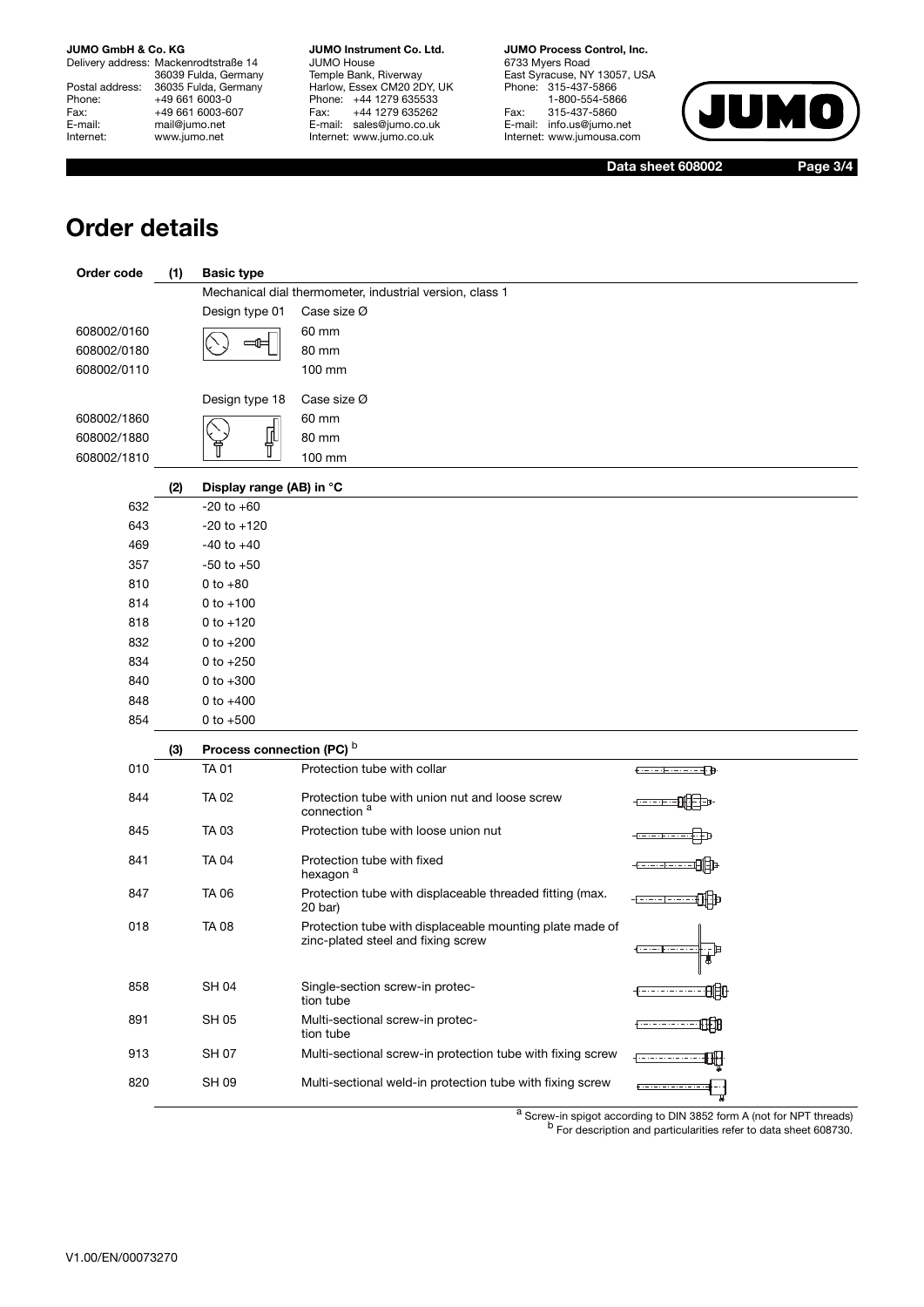# Order details

| Order code | (1) | Basic type | |
|---|---|---|---|
| | | Mechanical dial thermometer, industrial version, class 1 | |
| | | Design type 01 | Case size Ø |
| 608002/0160 | | | 60 mm |
| 608002/0180 | | | 80 mm |
| 608002/0110 | | | 100 mm |
| | | Design type 18 | Case size Ø |
| 608002/1860 | | | 60 mm |
| 608002/1880 | | | 80 mm |
| 608002/1810 | | | 100 mm |

| | (2) | Display range (AB) in °C |
|---|---|---|
| 632 | | -20 to +60 |
| 643 | | -20 to +120 |
| 469 | | -40 to +40 |
| 357 | | -50 to +50 |
| 810 | | 0 to +80 |
| 814 | | 0 to +100 |
| 818 | | 0 to +120 |
| 832 | | 0 to +200 |
| 834 | | 0 to +250 |
| 840 | | 0 to +300 |
| 848 | | 0 to +400 |
| 854 | | 0 to +500 |

| | (3) | Process connection (PC) [b] | |
|---|---|---|---|
| 010 | | TA 01 | Protection tube with collar |
| 844 | | TA 02 | Protection tube with union nut and loose screw connection [a] |
| 845 | | TA 03 | Protection tube with loose union nut |
| 841 | | TA 04 | Protection tube with fixed hexagon [a] |
| 847 | | TA 06 | Protection tube with displaceable threaded fitting (max. 20 bar) |
| 018 | | TA 08 | Protection tube with displaceable mounting plate made of zinc-plated steel and fixing screw |
| 858 | | SH 04 | Single-section screw-in protection tube |
| 891 | | SH 05 | Multi-sectional screw-in protection tube |
| 913 | | SH 07 | Multi-sectional screw-in protection tube with fixing screw |
| 820 | | SH 09 | Multi-sectional weld-in protection tube with fixing screw |

[a] Screw-in spigot according to DIN 3852 form A (not for NPT threads)
[b] For description and particularities refer to data sheet 608730.

V1.00/EN/00073270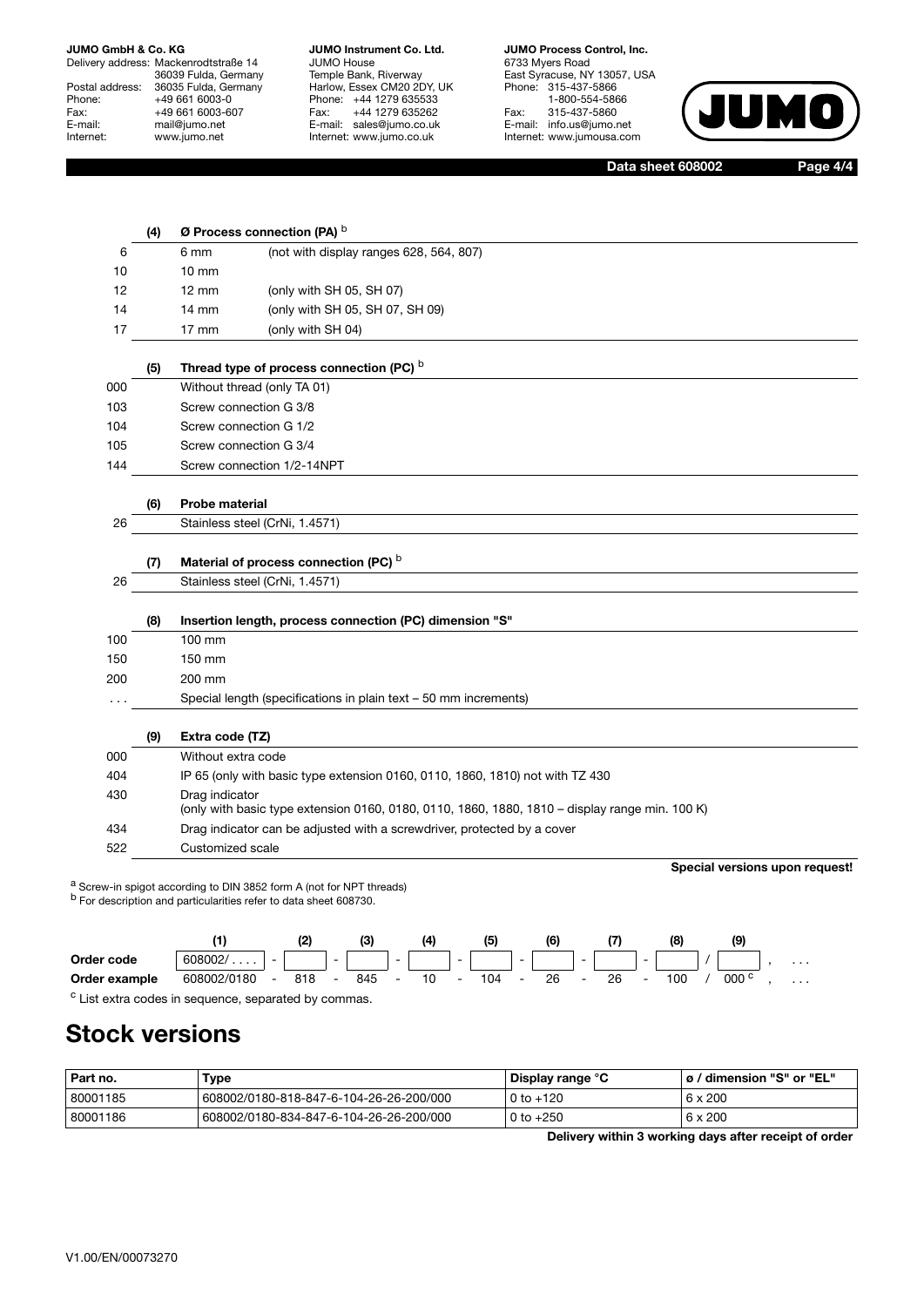| | (4) | Ø Process connection (PA) [b] | |
|---|---|---|---|
| 6 | | 6 mm | (not with display ranges 628, 564, 807) |
| 10 | | 10 mm | |
| 12 | | 12 mm | (only with SH 05, SH 07) |
| 14 | | 14 mm | (only with SH 05, SH 07, SH 09) |
| 17 | | 17 mm | (only with SH 04) |

| | (5) | Thread type of process connection (PC) [b] |
|---|---|---|
| 000 | | Without thread (only TA 01) |
| 103 | | Screw connection G 3/8 |
| 104 | | Screw connection G 1/2 |
| 105 | | Screw connection G 3/4 |
| 144 | | Screw connection 1/2-14NPT |

| | (6) | Probe material |
|---|---|---|
| 26 | | Stainless steel (CrNi, 1.4571) |

| | (7) | Material of process connection (PC) [b] |
|---|---|---|
| 26 | | Stainless steel (CrNi, 1.4571) |

| | (8) | Insertion length, process connection (PC) dimension "S" |
|---|---|---|
| 100 | | 100 mm |
| 150 | | 150 mm |
| 200 | | 200 mm |
| ... | | Special length (specifications in plain text – 50 mm increments) |

| | (9) | Extra code (TZ) |
|---|---|---|
| 000 | | Without extra code |
| 404 | | IP 65 (only with basic type extension 0160, 0110, 1860, 1810) not with TZ 430 |
| 430 | | Drag indicator (only with basic type extension 0160, 0180, 0110, 1860, 1880, 1810 – display range min. 100 K) |
| 434 | | Drag indicator can be adjusted with a screwdriver, protected by a cover |
| 522 | | Customized scale |

**Special versions upon request!**

[a] Screw-in spigot according to DIN 3852 form A (not for NPT threads)
[b] For description and particularities refer to data sheet 608730.

| | (1) | | (2) | | (3) | | (4) | | (5) | | (6) | | (7) | | (8) | | (9) | | |
|---|---|---|---|---|---|---|---|---|---|---|---|---|---|---|---|---|---|---|---|
| **Order code** | 608002/.... | - | | - | | - | | - | | - | | - | | - | | / | | , | ... |
| **Order example** | 608002/0180 | - | 818 | - | 845 | - | 10 | - | 104 | - | 26 | - | 26 | - | 100 | / | 000 [c] | , | ... |

[c] List extra codes in sequence, separated by commas.

# Stock versions

| Part no. | Type | Display range °C | ø / dimension "S" or "EL" |
|---|---|---|---|
| 80001185 | 608002/0180-818-847-6-104-26-26-200/000 | 0 to +120 | 6 x 200 |
| 80001186 | 608002/0180-834-847-6-104-26-26-200/000 | 0 to +250 | 6 x 200 |

**Delivery within 3 working days after receipt of order**

V1.00/EN/00073270